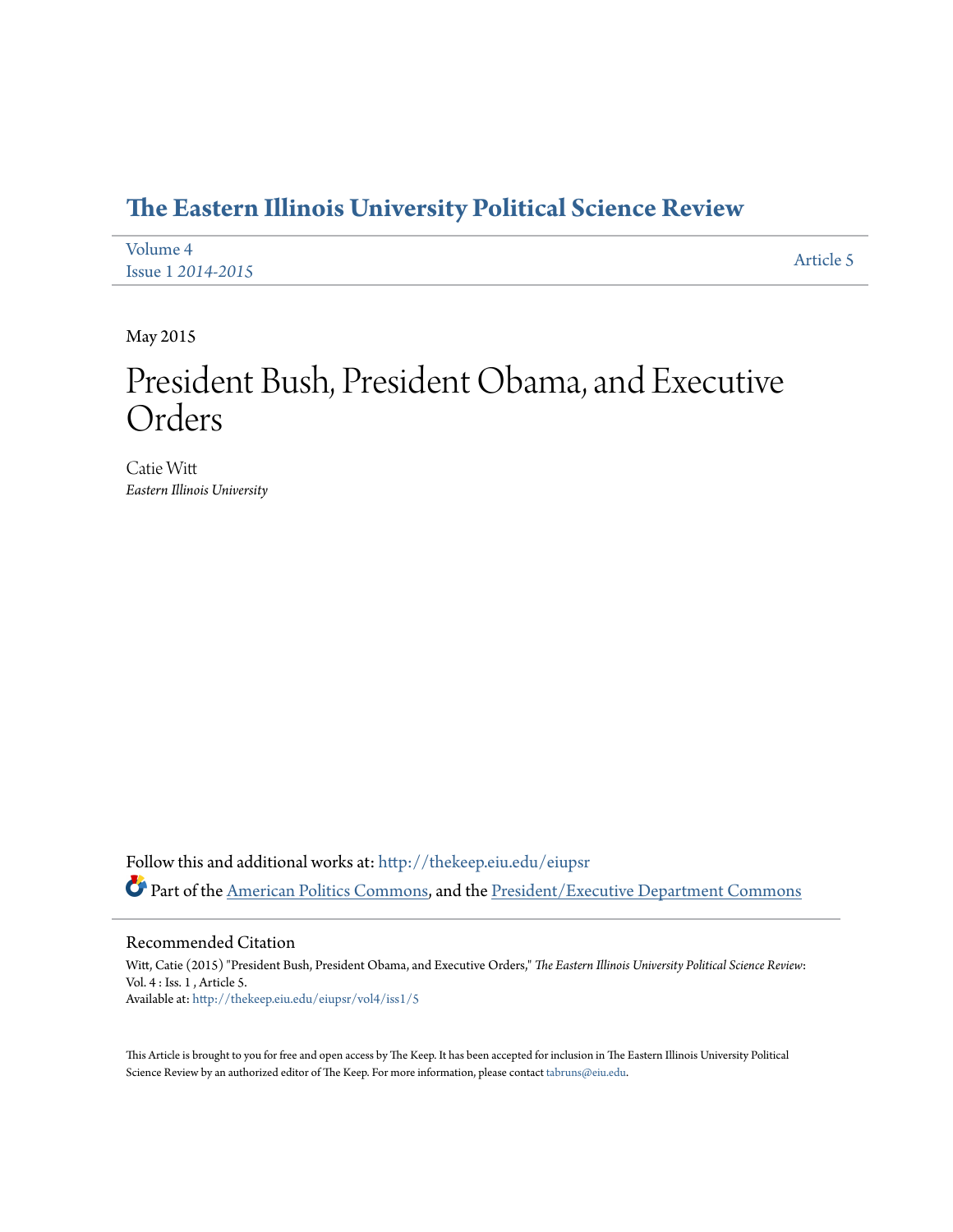# The Eastern Illinois University Political Science Review

Volume 4
Issue 1 *2014-2015*

Article 5

May 2015

# President Bush, President Obama, and Executive Orders

Catie Witt
*Eastern Illinois University*

Follow this and additional works at: http://thekeep.eiu.edu/eiupsr

Part of the American Politics Commons, and the President/Executive Department Commons

## Recommended Citation

Witt, Catie (2015) "President Bush, President Obama, and Executive Orders," *The Eastern Illinois University Political Science Review*: Vol. 4 : Iss. 1 , Article 5.
Available at: http://thekeep.eiu.edu/eiupsr/vol4/iss1/5

This Article is brought to you for free and open access by The Keep. It has been accepted for inclusion in The Eastern Illinois University Political Science Review by an authorized editor of The Keep. For more information, please contact tabruns@eiu.edu.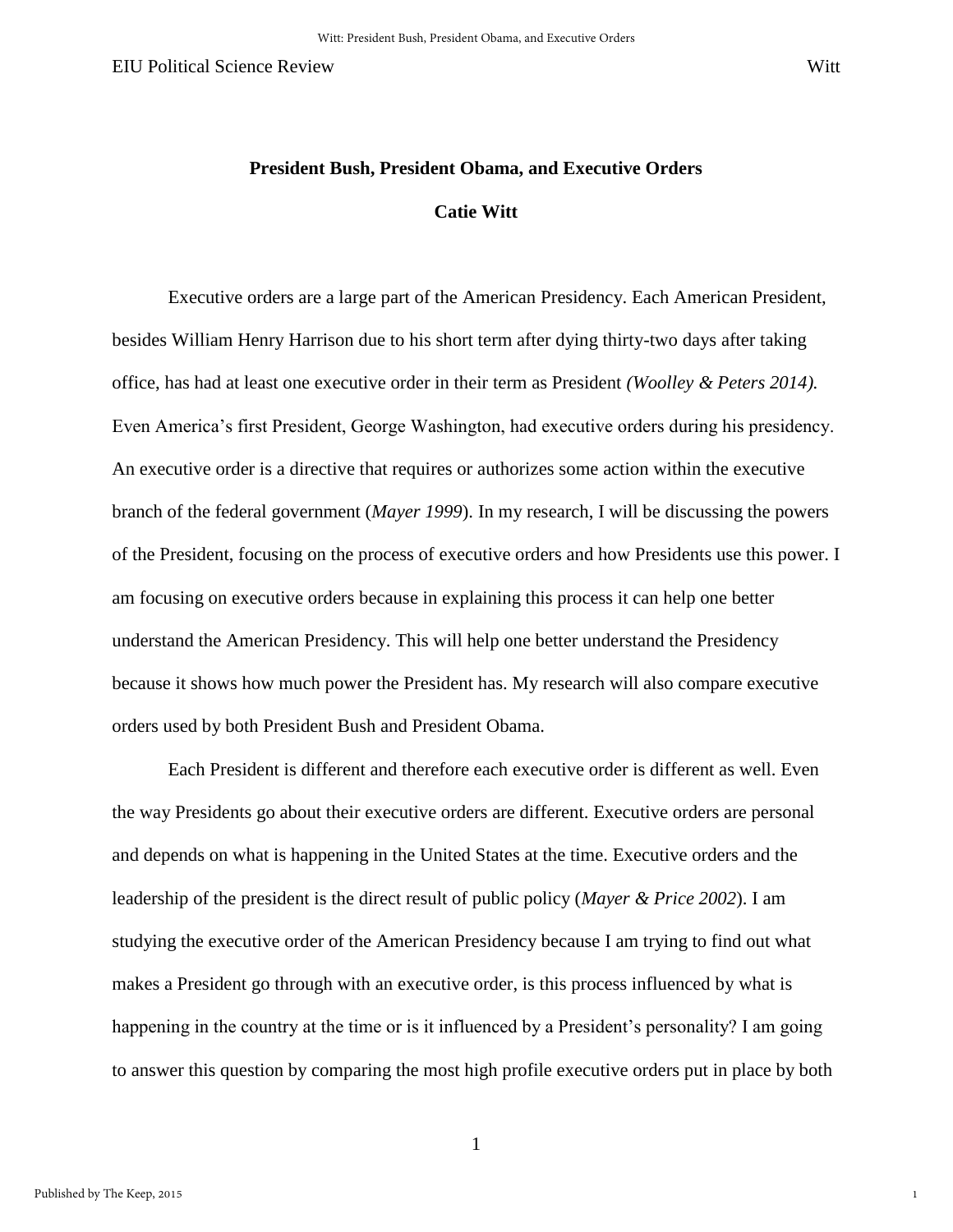**President Bush, President Obama, and Executive Orders**

**Catie Witt**

Executive orders are a large part of the American Presidency. Each American President, besides William Henry Harrison due to his short term after dying thirty-two days after taking office, has had at least one executive order in their term as President *(Woolley & Peters 2014).* Even America's first President, George Washington, had executive orders during his presidency. An executive order is a directive that requires or authorizes some action within the executive branch of the federal government (*Mayer 1999*). In my research, I will be discussing the powers of the President, focusing on the process of executive orders and how Presidents use this power. I am focusing on executive orders because in explaining this process it can help one better understand the American Presidency. This will help one better understand the Presidency because it shows how much power the President has. My research will also compare executive orders used by both President Bush and President Obama.

Each President is different and therefore each executive order is different as well. Even the way Presidents go about their executive orders are different. Executive orders are personal and depends on what is happening in the United States at the time. Executive orders and the leadership of the president is the direct result of public policy (*Mayer & Price 2002*). I am studying the executive order of the American Presidency because I am trying to find out what makes a President go through with an executive order, is this process influenced by what is happening in the country at the time or is it influenced by a President's personality? I am going to answer this question by comparing the most high profile executive orders put in place by both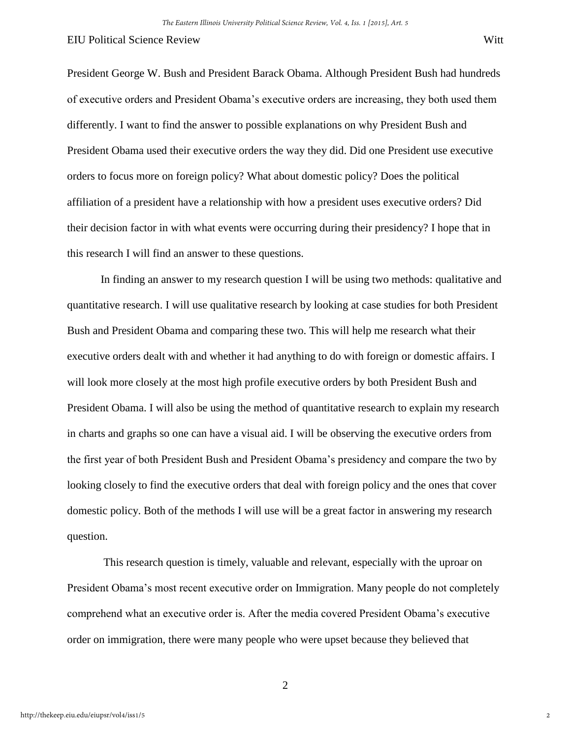President George W. Bush and President Barack Obama. Although President Bush had hundreds of executive orders and President Obama's executive orders are increasing, they both used them differently. I want to find the answer to possible explanations on why President Bush and President Obama used their executive orders the way they did. Did one President use executive orders to focus more on foreign policy? What about domestic policy? Does the political affiliation of a president have a relationship with how a president uses executive orders? Did their decision factor in with what events were occurring during their presidency? I hope that in this research I will find an answer to these questions.

In finding an answer to my research question I will be using two methods: qualitative and quantitative research. I will use qualitative research by looking at case studies for both President Bush and President Obama and comparing these two. This will help me research what their executive orders dealt with and whether it had anything to do with foreign or domestic affairs. I will look more closely at the most high profile executive orders by both President Bush and President Obama. I will also be using the method of quantitative research to explain my research in charts and graphs so one can have a visual aid. I will be observing the executive orders from the first year of both President Bush and President Obama's presidency and compare the two by looking closely to find the executive orders that deal with foreign policy and the ones that cover domestic policy. Both of the methods I will use will be a great factor in answering my research question.

This research question is timely, valuable and relevant, especially with the uproar on President Obama's most recent executive order on Immigration. Many people do not completely comprehend what an executive order is. After the media covered President Obama's executive order on immigration, there were many people who were upset because they believed that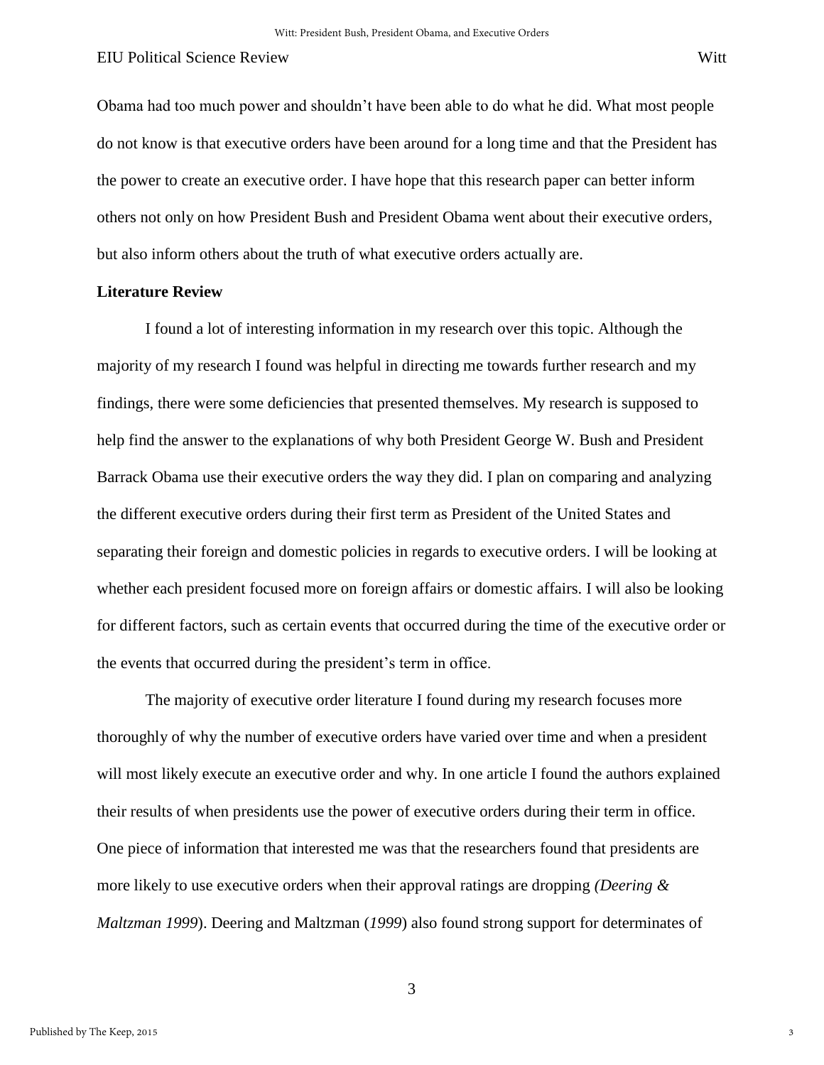Obama had too much power and shouldn't have been able to do what he did. What most people do not know is that executive orders have been around for a long time and that the President has the power to create an executive order. I have hope that this research paper can better inform others not only on how President Bush and President Obama went about their executive orders, but also inform others about the truth of what executive orders actually are.

**Literature Review**

I found a lot of interesting information in my research over this topic. Although the majority of my research I found was helpful in directing me towards further research and my findings, there were some deficiencies that presented themselves. My research is supposed to help find the answer to the explanations of why both President George W. Bush and President Barrack Obama use their executive orders the way they did. I plan on comparing and analyzing the different executive orders during their first term as President of the United States and separating their foreign and domestic policies in regards to executive orders. I will be looking at whether each president focused more on foreign affairs or domestic affairs. I will also be looking for different factors, such as certain events that occurred during the time of the executive order or the events that occurred during the president's term in office.

The majority of executive order literature I found during my research focuses more thoroughly of why the number of executive orders have varied over time and when a president will most likely execute an executive order and why. In one article I found the authors explained their results of when presidents use the power of executive orders during their term in office. One piece of information that interested me was that the researchers found that presidents are more likely to use executive orders when their approval ratings are dropping *(Deering & Maltzman 1999*). Deering and Maltzman (*1999*) also found strong support for determinates of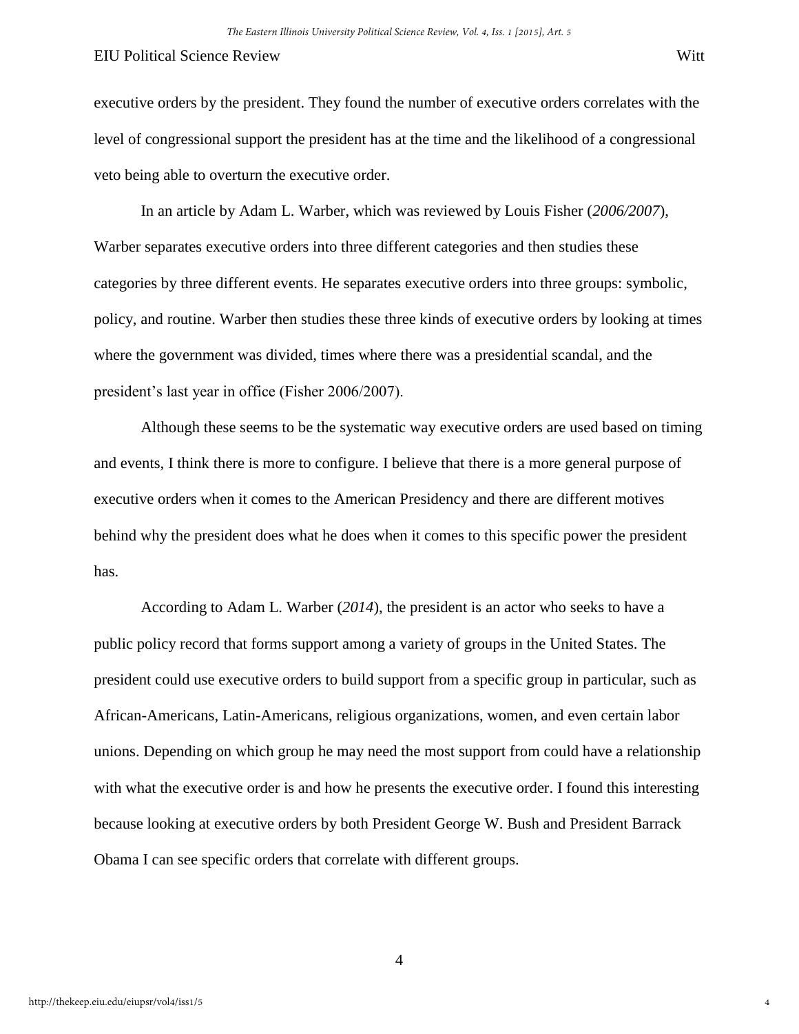executive orders by the president. They found the number of executive orders correlates with the level of congressional support the president has at the time and the likelihood of a congressional veto being able to overturn the executive order.

In an article by Adam L. Warber, which was reviewed by Louis Fisher (*2006/2007*), Warber separates executive orders into three different categories and then studies these categories by three different events. He separates executive orders into three groups: symbolic, policy, and routine. Warber then studies these three kinds of executive orders by looking at times where the government was divided, times where there was a presidential scandal, and the president's last year in office (Fisher 2006/2007).

Although these seems to be the systematic way executive orders are used based on timing and events, I think there is more to configure. I believe that there is a more general purpose of executive orders when it comes to the American Presidency and there are different motives behind why the president does what he does when it comes to this specific power the president has.

According to Adam L. Warber (*2014*), the president is an actor who seeks to have a public policy record that forms support among a variety of groups in the United States. The president could use executive orders to build support from a specific group in particular, such as African-Americans, Latin-Americans, religious organizations, women, and even certain labor unions. Depending on which group he may need the most support from could have a relationship with what the executive order is and how he presents the executive order. I found this interesting because looking at executive orders by both President George W. Bush and President Barrack Obama I can see specific orders that correlate with different groups.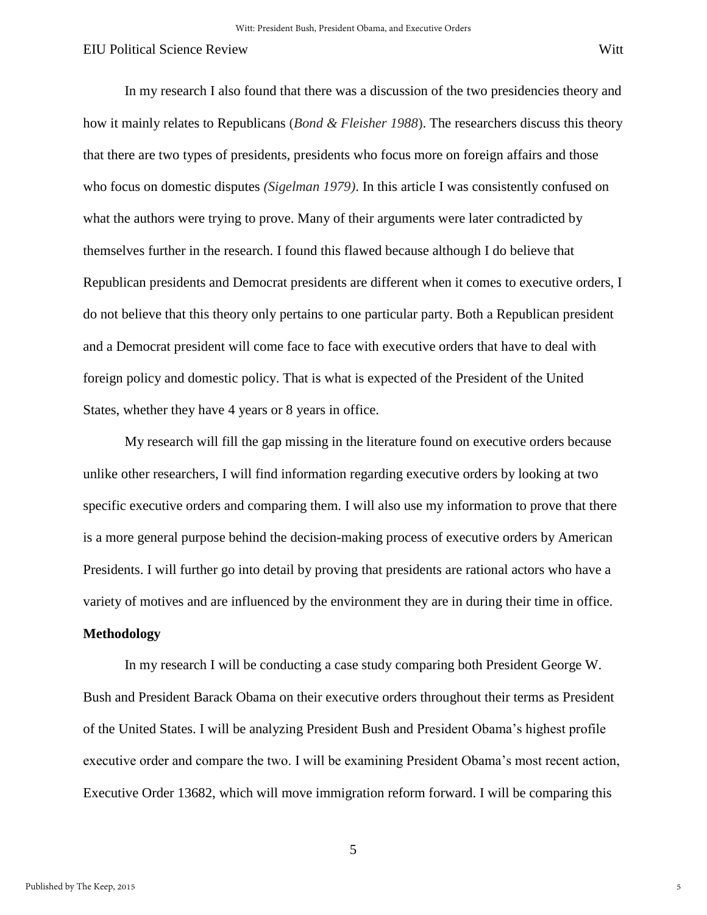In my research I also found that there was a discussion of the two presidencies theory and how it mainly relates to Republicans (*Bond & Fleisher 1988*). The researchers discuss this theory that there are two types of presidents, presidents who focus more on foreign affairs and those who focus on domestic disputes *(Sigelman 1979)*. In this article I was consistently confused on what the authors were trying to prove. Many of their arguments were later contradicted by themselves further in the research. I found this flawed because although I do believe that Republican presidents and Democrat presidents are different when it comes to executive orders, I do not believe that this theory only pertains to one particular party. Both a Republican president and a Democrat president will come face to face with executive orders that have to deal with foreign policy and domestic policy. That is what is expected of the President of the United States, whether they have 4 years or 8 years in office.

My research will fill the gap missing in the literature found on executive orders because unlike other researchers, I will find information regarding executive orders by looking at two specific executive orders and comparing them. I will also use my information to prove that there is a more general purpose behind the decision-making process of executive orders by American Presidents. I will further go into detail by proving that presidents are rational actors who have a variety of motives and are influenced by the environment they are in during their time in office.

**Methodology**

In my research I will be conducting a case study comparing both President George W. Bush and President Barack Obama on their executive orders throughout their terms as President of the United States. I will be analyzing President Bush and President Obama's highest profile executive order and compare the two. I will be examining President Obama's most recent action, Executive Order 13682, which will move immigration reform forward. I will be comparing this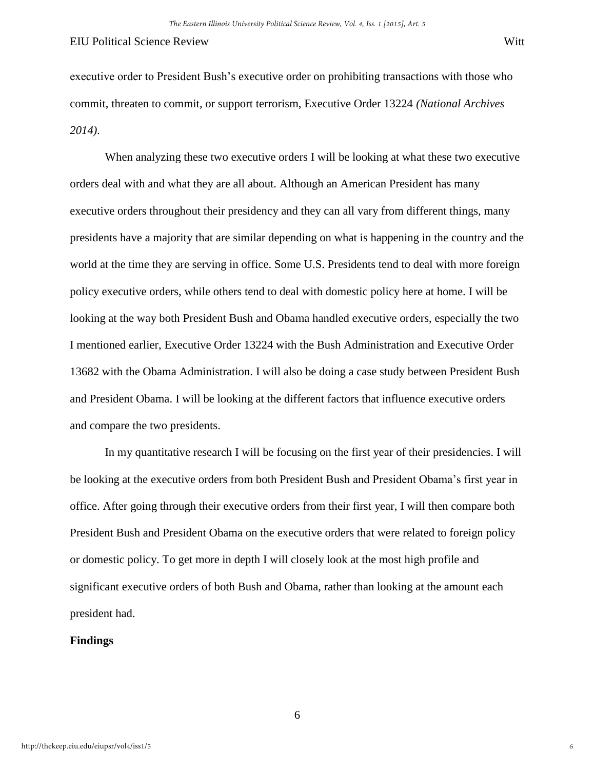executive order to President Bush's executive order on prohibiting transactions with those who commit, threaten to commit, or support terrorism, Executive Order 13224 *(National Archives 2014)*.

When analyzing these two executive orders I will be looking at what these two executive orders deal with and what they are all about. Although an American President has many executive orders throughout their presidency and they can all vary from different things, many presidents have a majority that are similar depending on what is happening in the country and the world at the time they are serving in office. Some U.S. Presidents tend to deal with more foreign policy executive orders, while others tend to deal with domestic policy here at home. I will be looking at the way both President Bush and Obama handled executive orders, especially the two I mentioned earlier, Executive Order 13224 with the Bush Administration and Executive Order 13682 with the Obama Administration. I will also be doing a case study between President Bush and President Obama. I will be looking at the different factors that influence executive orders and compare the two presidents.

In my quantitative research I will be focusing on the first year of their presidencies. I will be looking at the executive orders from both President Bush and President Obama's first year in office. After going through their executive orders from their first year, I will then compare both President Bush and President Obama on the executive orders that were related to foreign policy or domestic policy. To get more in depth I will closely look at the most high profile and significant executive orders of both Bush and Obama, rather than looking at the amount each president had.

## Findings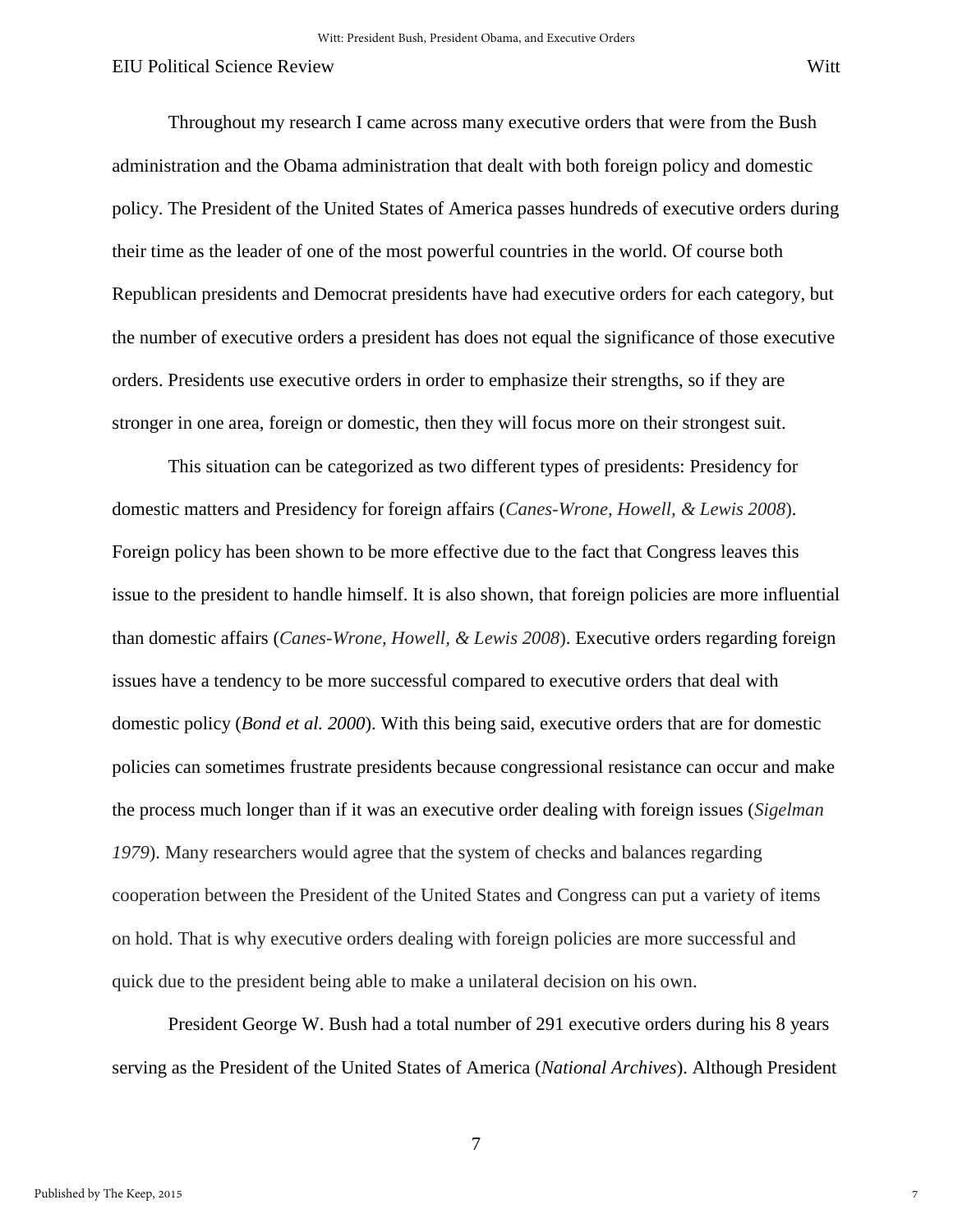Throughout my research I came across many executive orders that were from the Bush administration and the Obama administration that dealt with both foreign policy and domestic policy. The President of the United States of America passes hundreds of executive orders during their time as the leader of one of the most powerful countries in the world. Of course both Republican presidents and Democrat presidents have had executive orders for each category, but the number of executive orders a president has does not equal the significance of those executive orders. Presidents use executive orders in order to emphasize their strengths, so if they are stronger in one area, foreign or domestic, then they will focus more on their strongest suit.

This situation can be categorized as two different types of presidents: Presidency for domestic matters and Presidency for foreign affairs (*Canes-Wrone, Howell, & Lewis 2008*). Foreign policy has been shown to be more effective due to the fact that Congress leaves this issue to the president to handle himself. It is also shown, that foreign policies are more influential than domestic affairs (*Canes-Wrone, Howell, & Lewis 2008*). Executive orders regarding foreign issues have a tendency to be more successful compared to executive orders that deal with domestic policy (*Bond et al. 2000*). With this being said, executive orders that are for domestic policies can sometimes frustrate presidents because congressional resistance can occur and make the process much longer than if it was an executive order dealing with foreign issues (*Sigelman 1979*). Many researchers would agree that the system of checks and balances regarding cooperation between the President of the United States and Congress can put a variety of items on hold. That is why executive orders dealing with foreign policies are more successful and quick due to the president being able to make a unilateral decision on his own.

President George W. Bush had a total number of 291 executive orders during his 8 years serving as the President of the United States of America (*National Archives*). Although President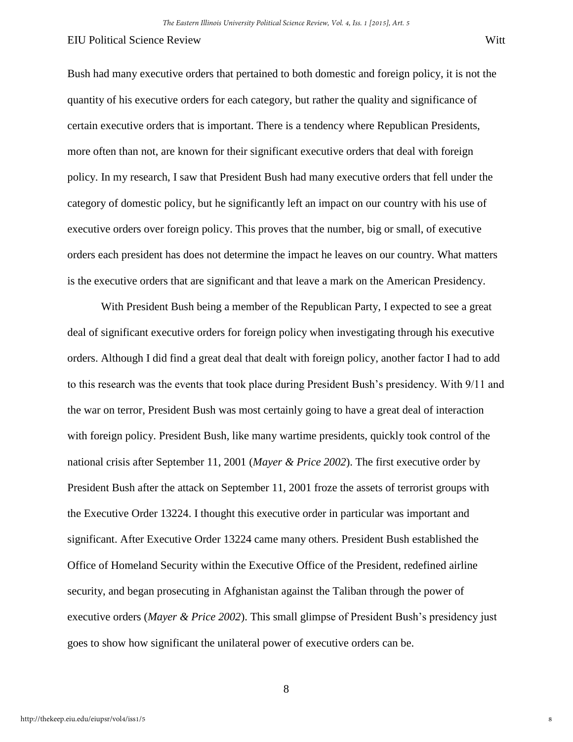Bush had many executive orders that pertained to both domestic and foreign policy, it is not the quantity of his executive orders for each category, but rather the quality and significance of certain executive orders that is important. There is a tendency where Republican Presidents, more often than not, are known for their significant executive orders that deal with foreign policy. In my research, I saw that President Bush had many executive orders that fell under the category of domestic policy, but he significantly left an impact on our country with his use of executive orders over foreign policy. This proves that the number, big or small, of executive orders each president has does not determine the impact he leaves on our country. What matters is the executive orders that are significant and that leave a mark on the American Presidency.

With President Bush being a member of the Republican Party, I expected to see a great deal of significant executive orders for foreign policy when investigating through his executive orders. Although I did find a great deal that dealt with foreign policy, another factor I had to add to this research was the events that took place during President Bush's presidency. With 9/11 and the war on terror, President Bush was most certainly going to have a great deal of interaction with foreign policy. President Bush, like many wartime presidents, quickly took control of the national crisis after September 11, 2001 (*Mayer & Price 2002*). The first executive order by President Bush after the attack on September 11, 2001 froze the assets of terrorist groups with the Executive Order 13224. I thought this executive order in particular was important and significant. After Executive Order 13224 came many others. President Bush established the Office of Homeland Security within the Executive Office of the President, redefined airline security, and began prosecuting in Afghanistan against the Taliban through the power of executive orders (*Mayer & Price 2002*). This small glimpse of President Bush's presidency just goes to show how significant the unilateral power of executive orders can be.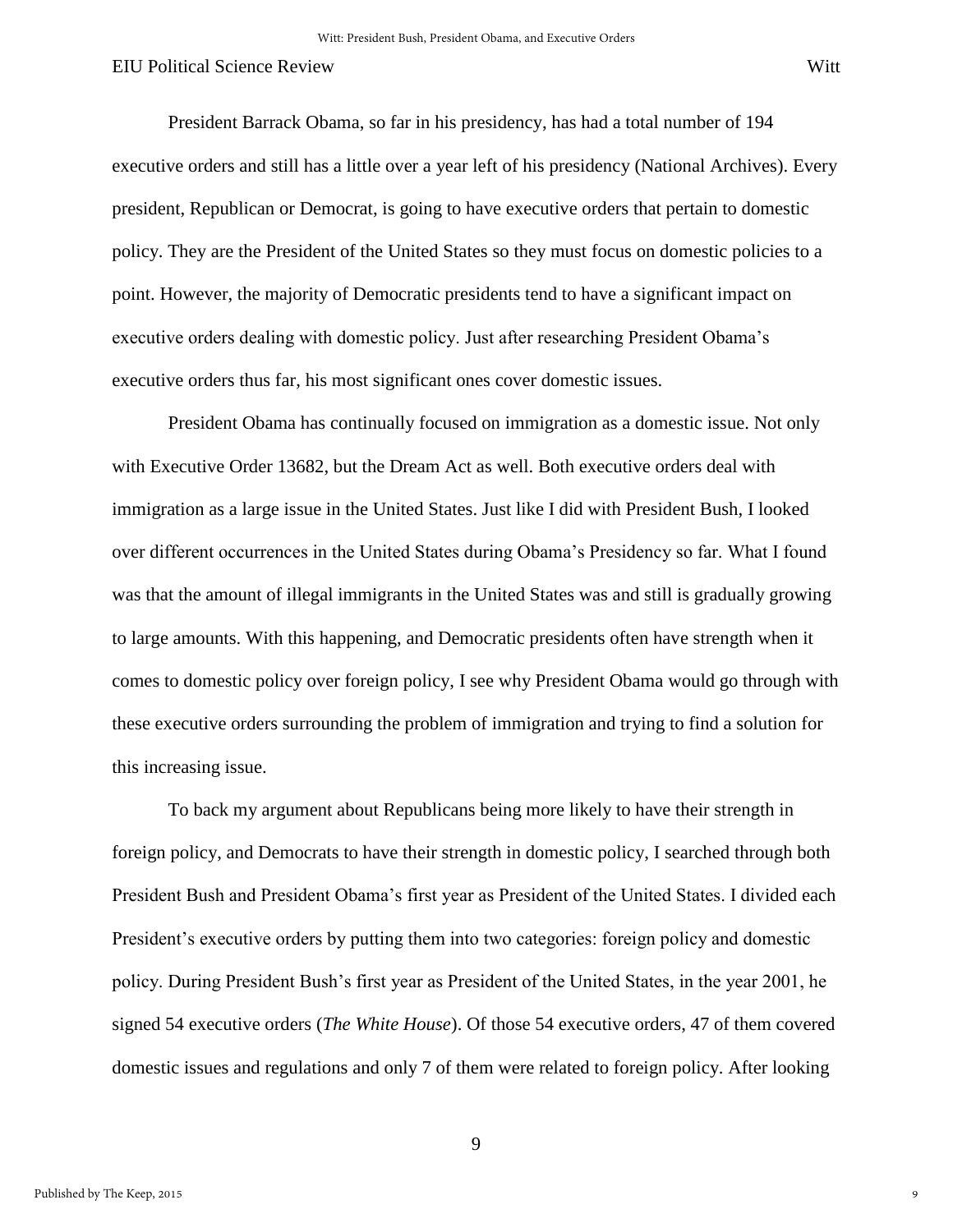President Barrack Obama, so far in his presidency, has had a total number of 194 executive orders and still has a little over a year left of his presidency (National Archives). Every president, Republican or Democrat, is going to have executive orders that pertain to domestic policy. They are the President of the United States so they must focus on domestic policies to a point. However, the majority of Democratic presidents tend to have a significant impact on executive orders dealing with domestic policy. Just after researching President Obama's executive orders thus far, his most significant ones cover domestic issues.

President Obama has continually focused on immigration as a domestic issue. Not only with Executive Order 13682, but the Dream Act as well. Both executive orders deal with immigration as a large issue in the United States. Just like I did with President Bush, I looked over different occurrences in the United States during Obama's Presidency so far. What I found was that the amount of illegal immigrants in the United States was and still is gradually growing to large amounts. With this happening, and Democratic presidents often have strength when it comes to domestic policy over foreign policy, I see why President Obama would go through with these executive orders surrounding the problem of immigration and trying to find a solution for this increasing issue.

To back my argument about Republicans being more likely to have their strength in foreign policy, and Democrats to have their strength in domestic policy, I searched through both President Bush and President Obama's first year as President of the United States. I divided each President's executive orders by putting them into two categories: foreign policy and domestic policy. During President Bush's first year as President of the United States, in the year 2001, he signed 54 executive orders (*The White House*). Of those 54 executive orders, 47 of them covered domestic issues and regulations and only 7 of them were related to foreign policy. After looking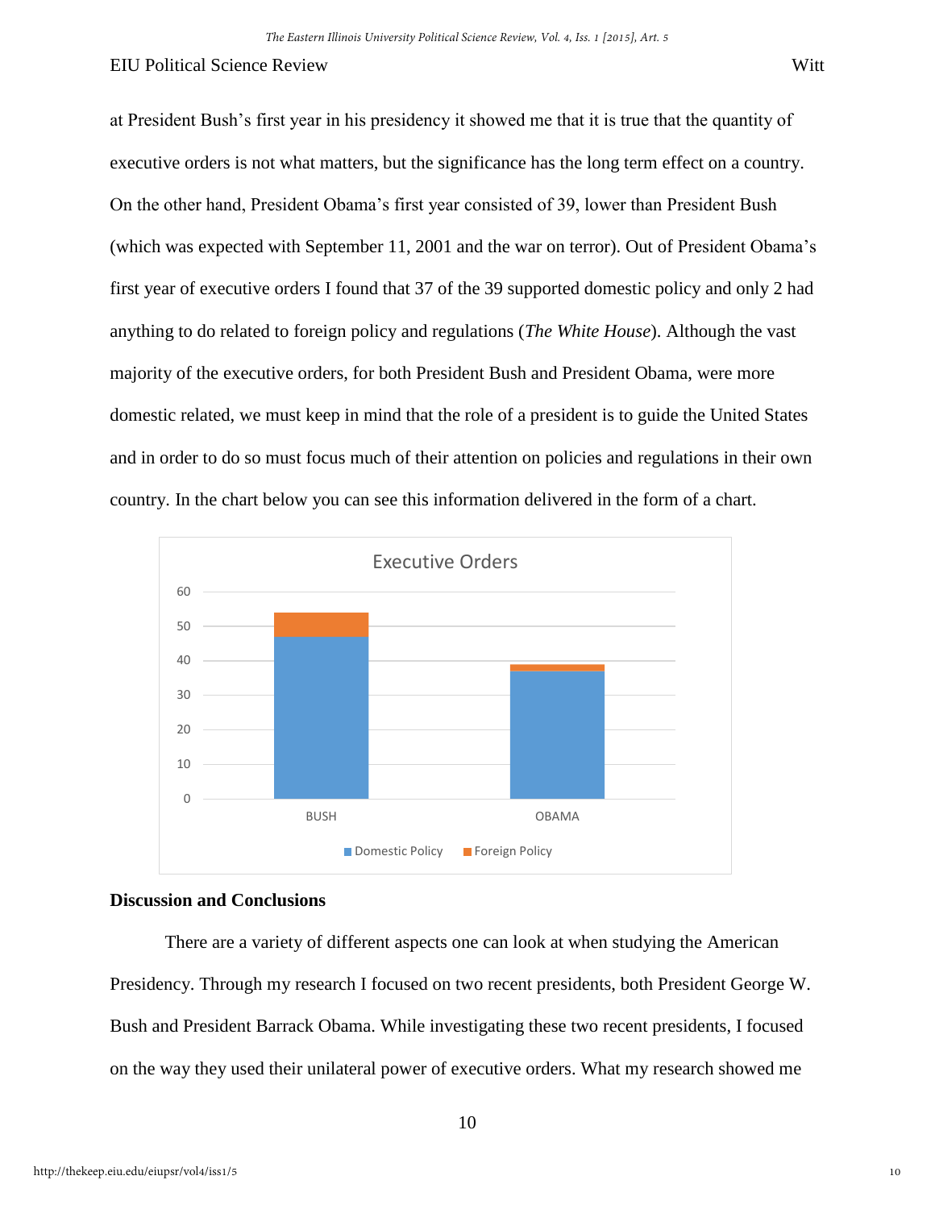at President Bush's first year in his presidency it showed me that it is true that the quantity of executive orders is not what matters, but the significance has the long term effect on a country. On the other hand, President Obama's first year consisted of 39, lower than President Bush (which was expected with September 11, 2001 and the war on terror). Out of President Obama's first year of executive orders I found that 37 of the 39 supported domestic policy and only 2 had anything to do related to foreign policy and regulations (*The White House*). Although the vast majority of the executive orders, for both President Bush and President Obama, were more domestic related, we must keep in mind that the role of a president is to guide the United States and in order to do so must focus much of their attention on policies and regulations in their own country. In the chart below you can see this information delivered in the form of a chart.

## Discussion and Conclusions

There are a variety of different aspects one can look at when studying the American Presidency. Through my research I focused on two recent presidents, both President George W. Bush and President Barrack Obama. While investigating these two recent presidents, I focused on the way they used their unilateral power of executive orders. What my research showed me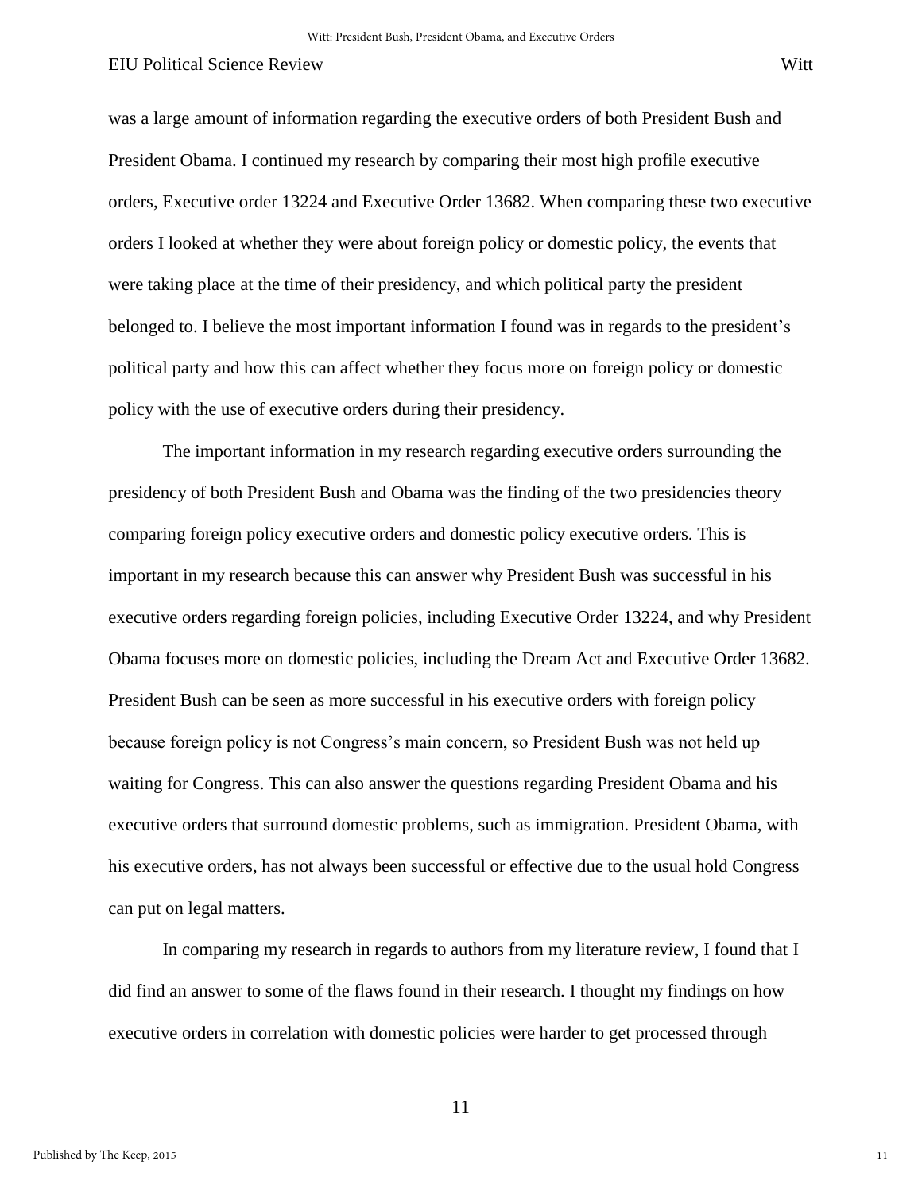was a large amount of information regarding the executive orders of both President Bush and President Obama. I continued my research by comparing their most high profile executive orders, Executive order 13224 and Executive Order 13682. When comparing these two executive orders I looked at whether they were about foreign policy or domestic policy, the events that were taking place at the time of their presidency, and which political party the president belonged to. I believe the most important information I found was in regards to the president's political party and how this can affect whether they focus more on foreign policy or domestic policy with the use of executive orders during their presidency.

The important information in my research regarding executive orders surrounding the presidency of both President Bush and Obama was the finding of the two presidencies theory comparing foreign policy executive orders and domestic policy executive orders. This is important in my research because this can answer why President Bush was successful in his executive orders regarding foreign policies, including Executive Order 13224, and why President Obama focuses more on domestic policies, including the Dream Act and Executive Order 13682. President Bush can be seen as more successful in his executive orders with foreign policy because foreign policy is not Congress's main concern, so President Bush was not held up waiting for Congress. This can also answer the questions regarding President Obama and his executive orders that surround domestic problems, such as immigration. President Obama, with his executive orders, has not always been successful or effective due to the usual hold Congress can put on legal matters.

In comparing my research in regards to authors from my literature review, I found that I did find an answer to some of the flaws found in their research. I thought my findings on how executive orders in correlation with domestic policies were harder to get processed through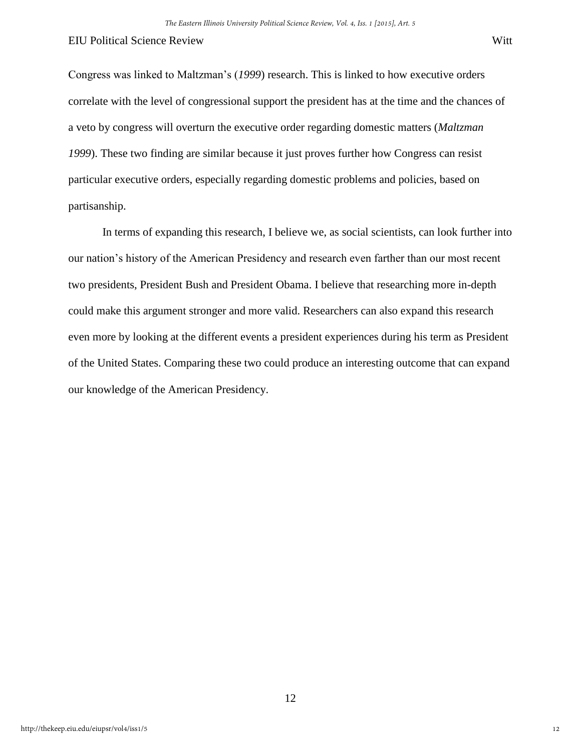Congress was linked to Maltzman's (*1999*) research. This is linked to how executive orders correlate with the level of congressional support the president has at the time and the chances of a veto by congress will overturn the executive order regarding domestic matters (*Maltzman 1999*). These two finding are similar because it just proves further how Congress can resist particular executive orders, especially regarding domestic problems and policies, based on partisanship.

In terms of expanding this research, I believe we, as social scientists, can look further into our nation's history of the American Presidency and research even farther than our most recent two presidents, President Bush and President Obama. I believe that researching more in-depth could make this argument stronger and more valid. Researchers can also expand this research even more by looking at the different events a president experiences during his term as President of the United States. Comparing these two could produce an interesting outcome that can expand our knowledge of the American Presidency.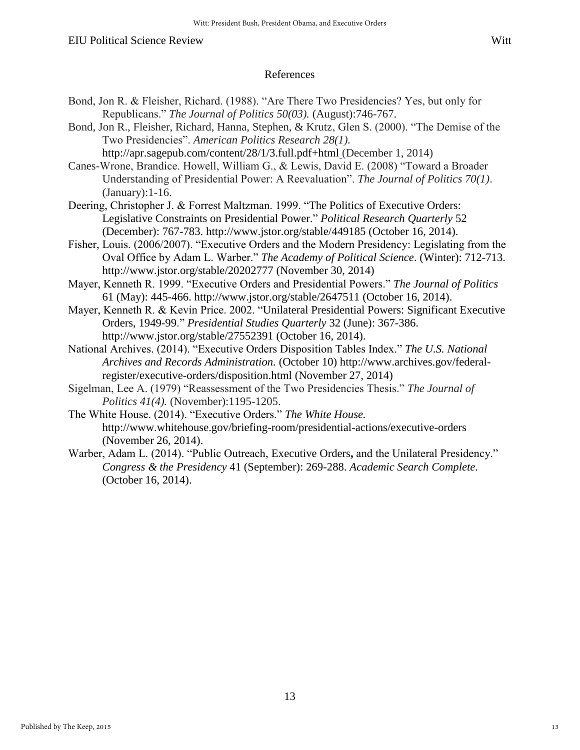# References

Bond, Jon R. & Fleisher, Richard. (1988). "Are There Two Presidencies? Yes, but only for Republicans." *The Journal of Politics 50(03).* (August):746-767.

Bond, Jon R., Fleisher, Richard, Hanna, Stephen, & Krutz, Glen S. (2000). "The Demise of the Two Presidencies". *American Politics Research 28(1).* http://apr.sagepub.com/content/28/1/3.full.pdf+html (December 1, 2014)

Canes-Wrone, Brandice. Howell, William G., & Lewis, David E. (2008) "Toward a Broader Understanding of Presidential Power: A Reevaluation". *The Journal of Politics 70(1)*. (January):1-16.

Deering, Christopher J. & Forrest Maltzman. 1999. "The Politics of Executive Orders: Legislative Constraints on Presidential Power." *Political Research Quarterly* 52 (December): 767-783. http://www.jstor.org/stable/449185 (October 16, 2014).

Fisher, Louis. (2006/2007). "Executive Orders and the Modern Presidency: Legislating from the Oval Office by Adam L. Warber." *The Academy of Political Science*. (Winter): 712-713. http://www.jstor.org/stable/20202777 (November 30, 2014)

Mayer, Kenneth R. 1999. "Executive Orders and Presidential Powers." *The Journal of Politics* 61 (May): 445-466. http://www.jstor.org/stable/2647511 (October 16, 2014).

Mayer, Kenneth R. & Kevin Price. 2002. "Unilateral Presidential Powers: Significant Executive Orders, 1949-99." *Presidential Studies Quarterly* 32 (June): 367-386. http://www.jstor.org/stable/27552391 (October 16, 2014).

National Archives. (2014). "Executive Orders Disposition Tables Index." *The U.S. National Archives and Records Administration.* (October 10) http://www.archives.gov/federal-register/executive-orders/disposition.html (November 27, 2014)

Sigelman, Lee A. (1979) "Reassessment of the Two Presidencies Thesis." *The Journal of Politics 41(4).* (November):1195-1205.

The White House. (2014). "Executive Orders." *The White House.* http://www.whitehouse.gov/briefing-room/presidential-actions/executive-orders (November 26, 2014).

Warber, Adam L. (2014). "Public Outreach, Executive Orders**,** and the Unilateral Presidency." *Congress & the Presidency* 41 (September): 269-288. *Academic Search Complete.* (October 16, 2014).